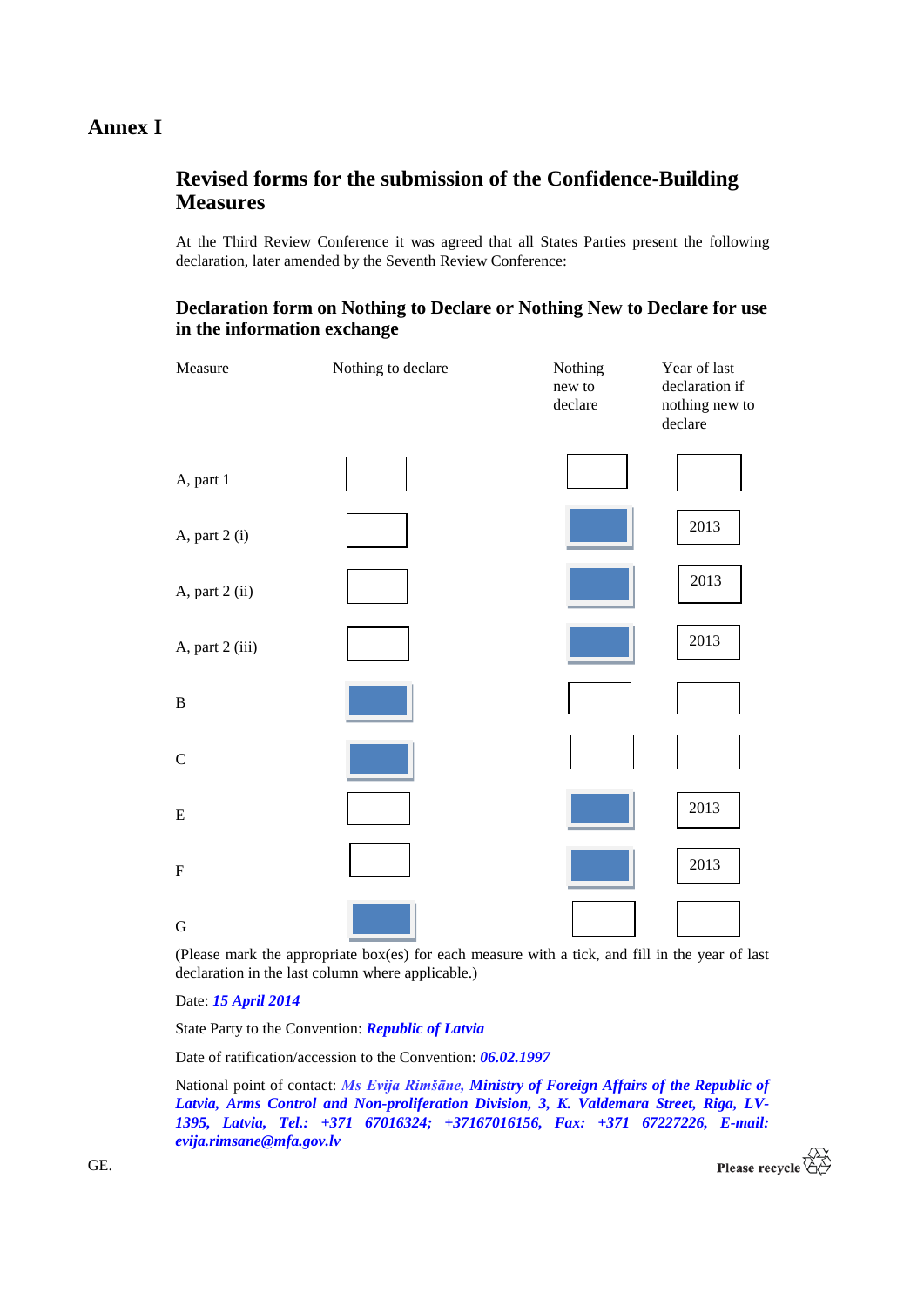# Annex I

## Revised forms for the submission of the Confidence-Building Measures

At the Third Review Conference it was agreed that all States Parties present the following declaration, later amended by the Seventh Review Conference:

### Declaration form on Nothing to Declare or Nothing New to Declare for use in the information exchange

| Measure | Nothing to declare | Nothing new to declare | Year of last declaration if nothing new to declare |
|---|---|---|---|
| A, part 1 | | | |
| A, part 2 (i) | | ■ | 2013 |
| A, part 2 (ii) | | ■ | 2013 |
| A, part 2 (iii) | | ■ | 2013 |
| B | ■ | | |
| C | ■ | | |
| E | | ■ | 2013 |
| F | | ■ | 2013 |
| G | ■ | | |

(Please mark the appropriate box(es) for each measure with a tick, and fill in the year of last declaration in the last column where applicable.)

Date: ***15 April 2014***

State Party to the Convention: ***Republic of Latvia***

Date of ratification/accession to the Convention: ***06.02.1997***

National point of contact: ***Ms Evija Rimšāne, Ministry of Foreign Affairs of the Republic of Latvia, Arms Control and Non-proliferation Division, 3, K. Valdemara Street, Riga, LV-1395, Latvia, Tel.: +371 67016324; +37167016156, Fax: +371 67227226, E-mail: evija.rimsane@mfa.gov.lv***

GE.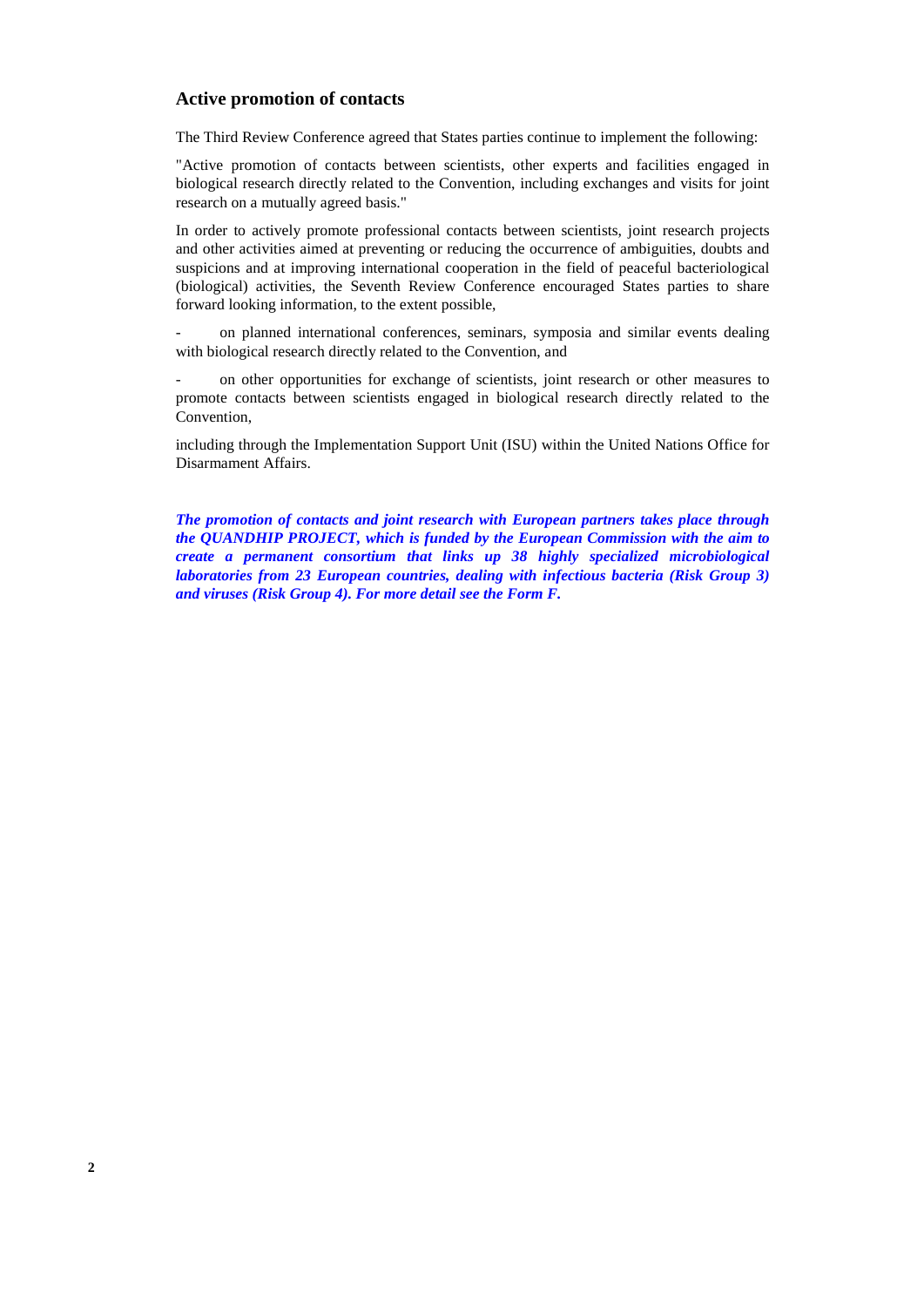## Active promotion of contacts

The Third Review Conference agreed that States parties continue to implement the following:

"Active promotion of contacts between scientists, other experts and facilities engaged in biological research directly related to the Convention, including exchanges and visits for joint research on a mutually agreed basis."

In order to actively promote professional contacts between scientists, joint research projects and other activities aimed at preventing or reducing the occurrence of ambiguities, doubts and suspicions and at improving international cooperation in the field of peaceful bacteriological (biological) activities, the Seventh Review Conference encouraged States parties to share forward looking information, to the extent possible,

- on planned international conferences, seminars, symposia and similar events dealing with biological research directly related to the Convention, and
- on other opportunities for exchange of scientists, joint research or other measures to promote contacts between scientists engaged in biological research directly related to the Convention,

including through the Implementation Support Unit (ISU) within the United Nations Office for Disarmament Affairs.

***The promotion of contacts and joint research with European partners takes place through the QUANDHIP PROJECT, which is funded by the European Commission with the aim to create a permanent consortium that links up 38 highly specialized microbiological laboratories from 23 European countries, dealing with infectious bacteria (Risk Group 3) and viruses (Risk Group 4). For more detail see the Form F.***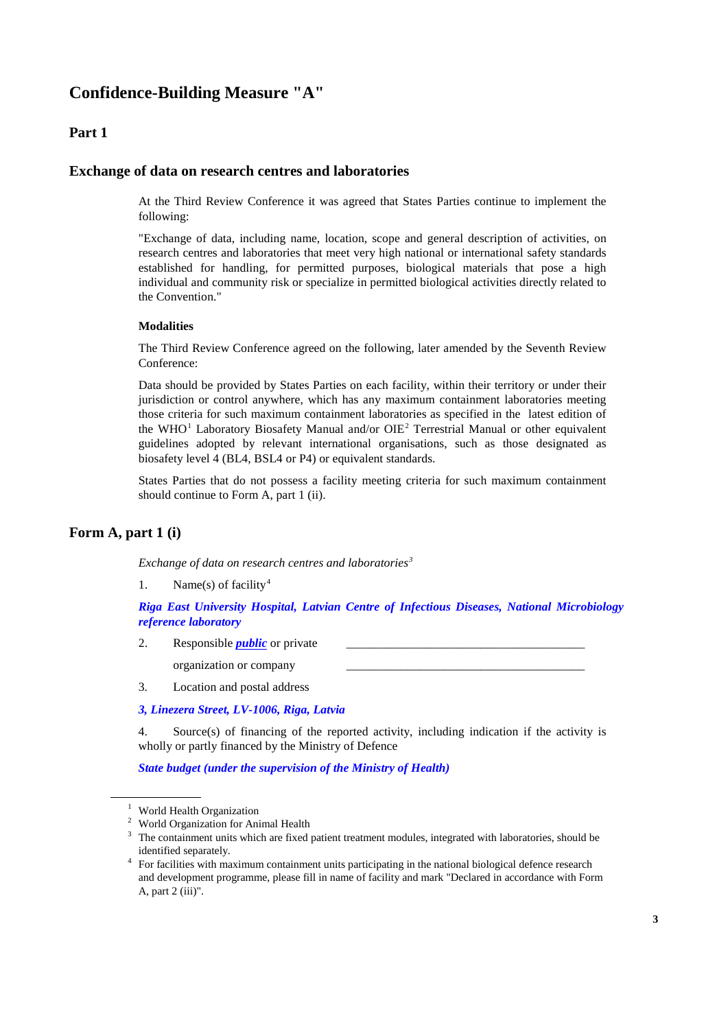# Confidence-Building Measure "A"

## Part 1

## Exchange of data on research centres and laboratories

At the Third Review Conference it was agreed that States Parties continue to implement the following:

"Exchange of data, including name, location, scope and general description of activities, on research centres and laboratories that meet very high national or international safety standards established for handling, for permitted purposes, biological materials that pose a high individual and community risk or specialize in permitted biological activities directly related to the Convention."

**Modalities**

The Third Review Conference agreed on the following, later amended by the Seventh Review Conference:

Data should be provided by States Parties on each facility, within their territory or under their jurisdiction or control anywhere, which has any maximum containment laboratories meeting those criteria for such maximum containment laboratories as specified in the latest edition of the WHO[1] Laboratory Biosafety Manual and/or OIE[2] Terrestrial Manual or other equivalent guidelines adopted by relevant international organisations, such as those designated as biosafety level 4 (BL4, BSL4 or P4) or equivalent standards.

States Parties that do not possess a facility meeting criteria for such maximum containment should continue to Form A, part 1 (ii).

## Form A, part 1 (i)

*Exchange of data on research centres and laboratories*[3]

1. Name(s) of facility[4]

***Riga East University Hospital, Latvian Centre of Infectious Diseases, National Microbiology reference laboratory***

2. Responsible ***public*** or private organization or company \_\_\_\_\_\_\_\_\_\_\_\_\_\_\_\_\_\_\_\_\_\_\_\_\_\_\_\_\_\_\_\_\_\_\_\_\_\_\_\_

3. Location and postal address

***3, Linezera Street, LV-1006, Riga, Latvia***

4. Source(s) of financing of the reported activity, including indication if the activity is wholly or partly financed by the Ministry of Defence

***State budget (under the supervision of the Ministry of Health)***

---

[1] World Health Organization

[2] World Organization for Animal Health

[3] The containment units which are fixed patient treatment modules, integrated with laboratories, should be identified separately.

[4] For facilities with maximum containment units participating in the national biological defence research and development programme, please fill in name of facility and mark "Declared in accordance with Form A, part 2 (iii)".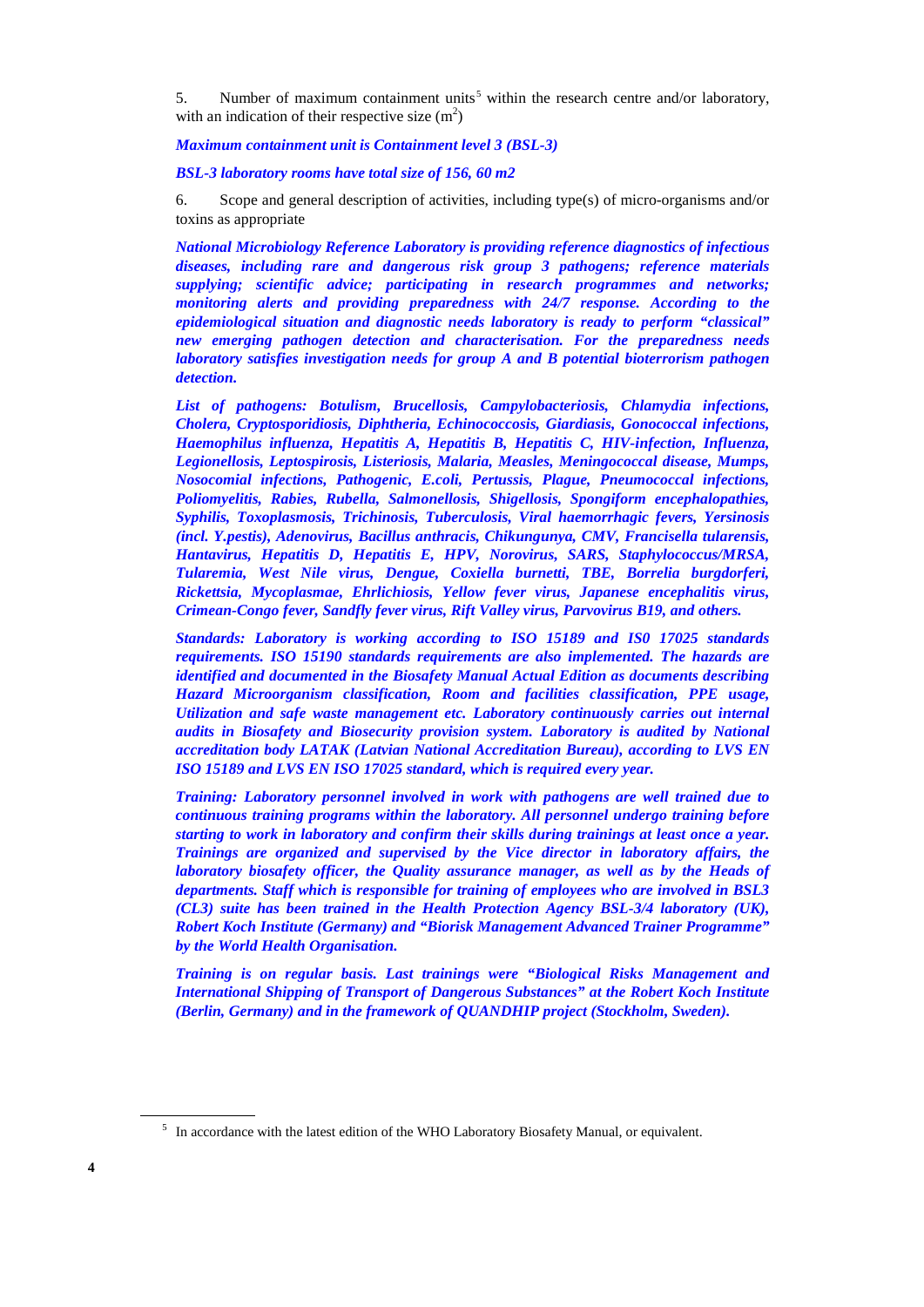5. Number of maximum containment units[5] within the research centre and/or laboratory, with an indication of their respective size ($m^2$)

***Maximum containment unit is Containment level 3 (BSL-3)***

***BSL-3 laboratory rooms have total size of 156, 60 m2***

6. Scope and general description of activities, including type(s) of micro-organisms and/or toxins as appropriate

***National Microbiology Reference Laboratory is providing reference diagnostics of infectious diseases, including rare and dangerous risk group 3 pathogens; reference materials supplying; scientific advice; participating in research programmes and networks; monitoring alerts and providing preparedness with 24/7 response. According to the epidemiological situation and diagnostic needs laboratory is ready to perform "classical" new emerging pathogen detection and characterisation. For the preparedness needs laboratory satisfies investigation needs for group A and B potential bioterrorism pathogen detection.***

***List of pathogens: Botulism, Brucellosis, Campylobacteriosis, Chlamydia infections, Cholera, Cryptosporidiosis, Diphtheria, Echinococcosis, Giardiasis, Gonococcal infections, Haemophilus influenza, Hepatitis A, Hepatitis B, Hepatitis C, HIV-infection, Influenza, Legionellosis, Leptospirosis, Listeriosis, Malaria, Measles, Meningococcal disease, Mumps, Nosocomial infections, Pathogenic, E.coli, Pertussis, Plague, Pneumococcal infections, Poliomyelitis, Rabies, Rubella, Salmonellosis, Shigellosis, Spongiform encephalopathies, Syphilis, Toxoplasmosis, Trichinosis, Tuberculosis, Viral haemorrhagic fevers, Yersinosis (incl. Y.pestis), Adenovirus, Bacillus anthracis, Chikungunya, CMV, Francisella tularensis, Hantavirus, Hepatitis D, Hepatitis E, HPV, Norovirus, SARS, Staphylococcus/MRSA, Tularemia, West Nile virus, Dengue, Coxiella burnetti, TBE, Borrelia burgdorferi, Rickettsia, Mycoplasmae, Ehrlichiosis, Yellow fever virus, Japanese encephalitis virus, Crimean-Congo fever, Sandfly fever virus, Rift Valley virus, Parvovirus B19, and others.***

***Standards: Laboratory is working according to ISO 15189 and IS0 17025 standards requirements. ISO 15190 standards requirements are also implemented. The hazards are identified and documented in the Biosafety Manual Actual Edition as documents describing Hazard Microorganism classification, Room and facilities classification, PPE usage, Utilization and safe waste management etc. Laboratory continuously carries out internal audits in Biosafety and Biosecurity provision system. Laboratory is audited by National accreditation body LATAK (Latvian National Accreditation Bureau), according to LVS EN ISO 15189 and LVS EN ISO 17025 standard, which is required every year.***

***Training: Laboratory personnel involved in work with pathogens are well trained due to continuous training programs within the laboratory. All personnel undergo training before starting to work in laboratory and confirm their skills during trainings at least once a year. Trainings are organized and supervised by the Vice director in laboratory affairs, the laboratory biosafety officer, the Quality assurance manager, as well as by the Heads of departments. Staff which is responsible for training of employees who are involved in BSL3 (CL3) suite has been trained in the Health Protection Agency BSL-3/4 laboratory (UK), Robert Koch Institute (Germany) and "Biorisk Management Advanced Trainer Programme" by the World Health Organisation.***

***Training is on regular basis. Last trainings were "Biological Risks Management and International Shipping of Transport of Dangerous Substances" at the Robert Koch Institute (Berlin, Germany) and in the framework of QUANDHIP project (Stockholm, Sweden).***

[5] In accordance with the latest edition of the WHO Laboratory Biosafety Manual, or equivalent.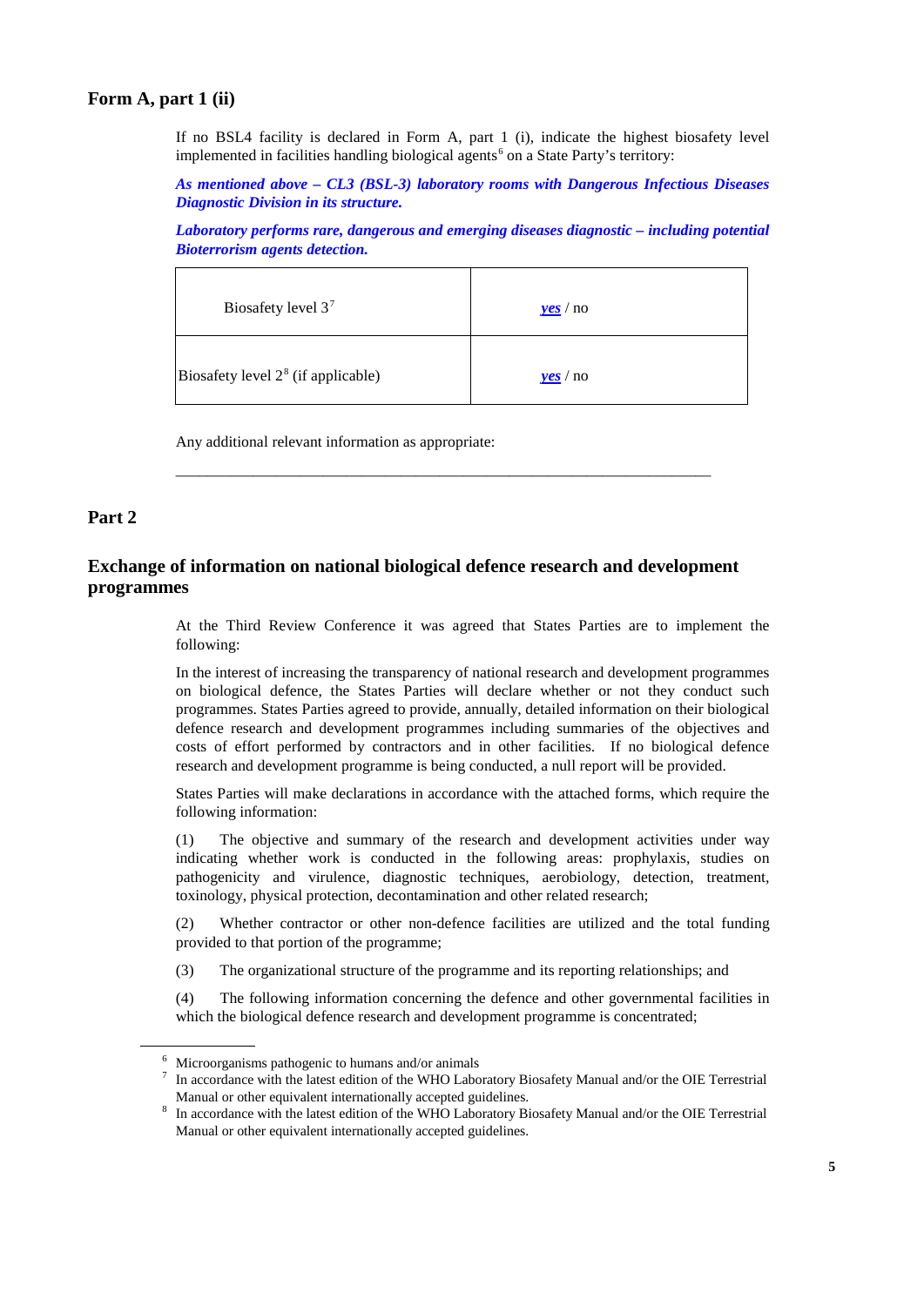## Form A, part 1 (ii)

If no BSL4 facility is declared in Form A, part 1 (i), indicate the highest biosafety level implemented in facilities handling biological agents[6] on a State Party's territory:

***As mentioned above – CL3 (BSL-3) laboratory rooms with Dangerous Infectious Diseases Diagnostic Division in its structure.***

***Laboratory performs rare, dangerous and emerging diseases diagnostic – including potential Bioterrorism agents detection.***

| | |
|---|---|
| Biosafety level 3[7] | ***yes*** / no |
| Biosafety level 2[8] (if applicable) | ***yes*** / no |

Any additional relevant information as appropriate:

______________________________________________________________________

## Part 2

## Exchange of information on national biological defence research and development programmes

At the Third Review Conference it was agreed that States Parties are to implement the following:

In the interest of increasing the transparency of national research and development programmes on biological defence, the States Parties will declare whether or not they conduct such programmes. States Parties agreed to provide, annually, detailed information on their biological defence research and development programmes including summaries of the objectives and costs of effort performed by contractors and in other facilities. If no biological defence research and development programme is being conducted, a null report will be provided.

States Parties will make declarations in accordance with the attached forms, which require the following information:

(1) The objective and summary of the research and development activities under way indicating whether work is conducted in the following areas: prophylaxis, studies on pathogenicity and virulence, diagnostic techniques, aerobiology, detection, treatment, toxinology, physical protection, decontamination and other related research;

(2) Whether contractor or other non-defence facilities are utilized and the total funding provided to that portion of the programme;

(3) The organizational structure of the programme and its reporting relationships; and

(4) The following information concerning the defence and other governmental facilities in which the biological defence research and development programme is concentrated;

---

[6] Microorganisms pathogenic to humans and/or animals

[7] In accordance with the latest edition of the WHO Laboratory Biosafety Manual and/or the OIE Terrestrial Manual or other equivalent internationally accepted guidelines.

[8] In accordance with the latest edition of the WHO Laboratory Biosafety Manual and/or the OIE Terrestrial Manual or other equivalent internationally accepted guidelines.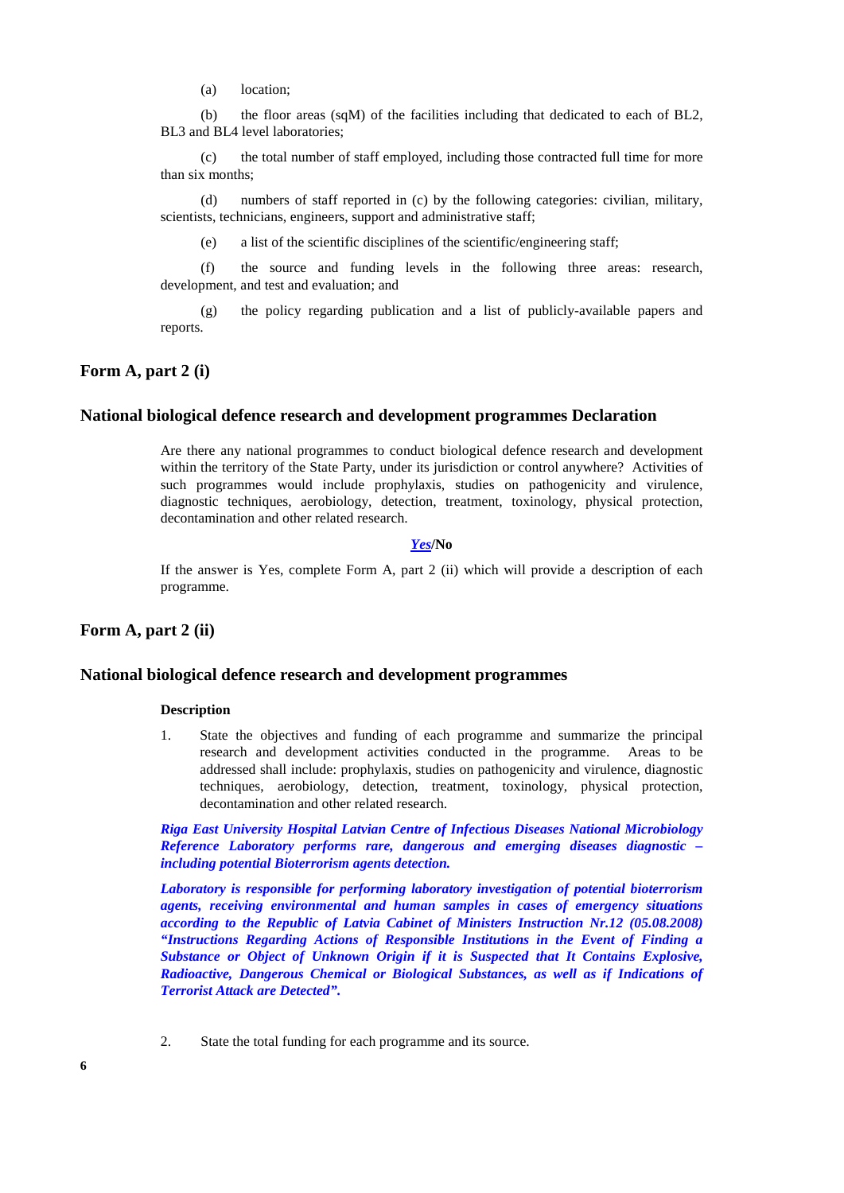(a) location;

(b) the floor areas (sqM) of the facilities including that dedicated to each of BL2, BL3 and BL4 level laboratories;

(c) the total number of staff employed, including those contracted full time for more than six months;

(d) numbers of staff reported in (c) by the following categories: civilian, military, scientists, technicians, engineers, support and administrative staff;

(e) a list of the scientific disciplines of the scientific/engineering staff;

(f) the source and funding levels in the following three areas: research, development, and test and evaluation; and

(g) the policy regarding publication and a list of publicly-available papers and reports.

## Form A, part 2 (i)

## National biological defence research and development programmes Declaration

Are there any national programmes to conduct biological defence research and development within the territory of the State Party, under its jurisdiction or control anywhere? Activities of such programmes would include prophylaxis, studies on pathogenicity and virulence, diagnostic techniques, aerobiology, detection, treatment, toxinology, physical protection, decontamination and other related research.

***Yes*/No**

If the answer is Yes, complete Form A, part 2 (ii) which will provide a description of each programme.

## Form A, part 2 (ii)

## National biological defence research and development programmes

**Description**

1. State the objectives and funding of each programme and summarize the principal research and development activities conducted in the programme. Areas to be addressed shall include: prophylaxis, studies on pathogenicity and virulence, diagnostic techniques, aerobiology, detection, treatment, toxinology, physical protection, decontamination and other related research.

***Riga East University Hospital Latvian Centre of Infectious Diseases National Microbiology Reference Laboratory performs rare, dangerous and emerging diseases diagnostic – including potential Bioterrorism agents detection.***

***Laboratory is responsible for performing laboratory investigation of potential bioterrorism agents, receiving environmental and human samples in cases of emergency situations according to the Republic of Latvia Cabinet of Ministers Instruction Nr.12 (05.08.2008) "Instructions Regarding Actions of Responsible Institutions in the Event of Finding a Substance or Object of Unknown Origin if it is Suspected that It Contains Explosive, Radioactive, Dangerous Chemical or Biological Substances, as well as if Indications of Terrorist Attack are Detected".***

2. State the total funding for each programme and its source.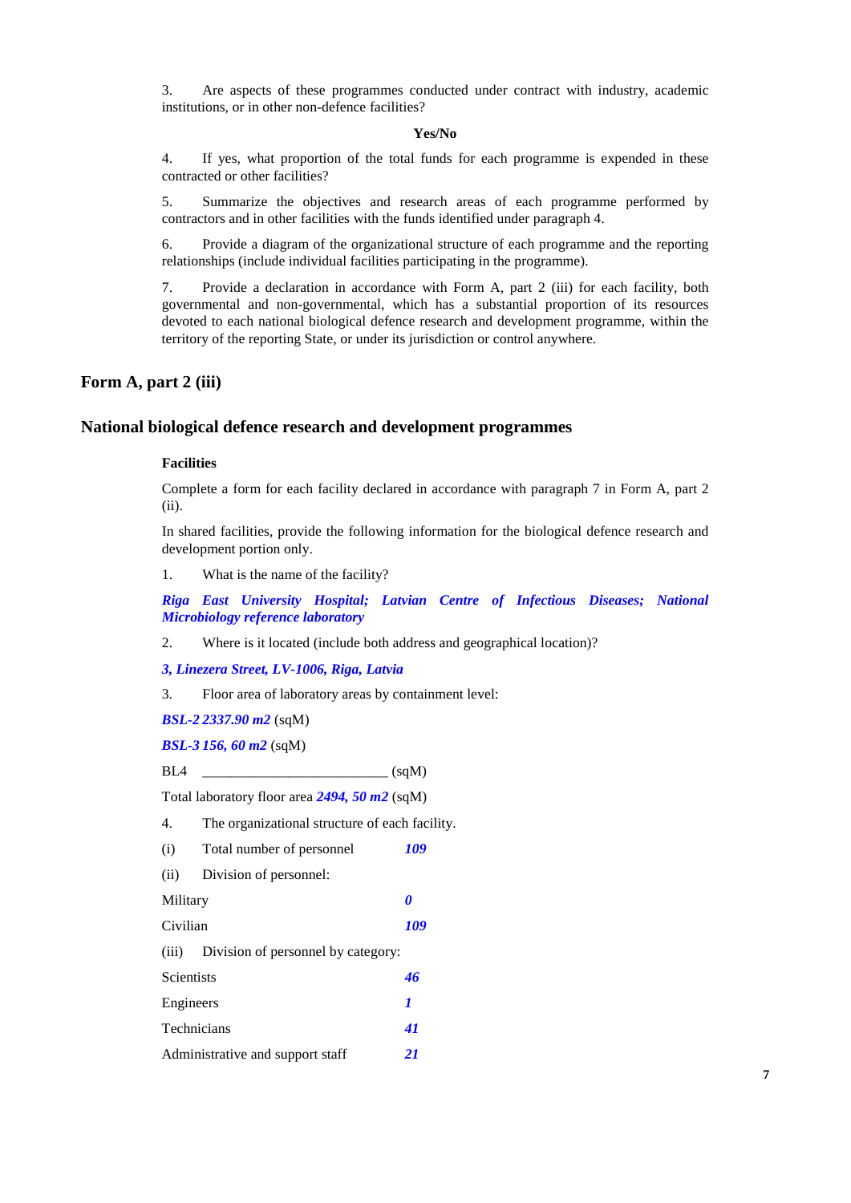3. Are aspects of these programmes conducted under contract with industry, academic institutions, or in other non-defence facilities?

**Yes/No**

4. If yes, what proportion of the total funds for each programme is expended in these contracted or other facilities?

5. Summarize the objectives and research areas of each programme performed by contractors and in other facilities with the funds identified under paragraph 4.

6. Provide a diagram of the organizational structure of each programme and the reporting relationships (include individual facilities participating in the programme).

7. Provide a declaration in accordance with Form A, part 2 (iii) for each facility, both governmental and non-governmental, which has a substantial proportion of its resources devoted to each national biological defence research and development programme, within the territory of the reporting State, or under its jurisdiction or control anywhere.

## Form A, part 2 (iii)

## National biological defence research and development programmes

**Facilities**

Complete a form for each facility declared in accordance with paragraph 7 in Form A, part 2 (ii).

In shared facilities, provide the following information for the biological defence research and development portion only.

1. What is the name of the facility?

***Riga East University Hospital; Latvian Centre of Infectious Diseases; National Microbiology reference laboratory***

2. Where is it located (include both address and geographical location)?

***3, Linezera Street, LV-1006, Riga, Latvia***

3. Floor area of laboratory areas by containment level:

***BSL-2 2337.90 m2*** (sqM)

***BSL-3 156, 60 m2*** (sqM)

BL4 \_\_\_\_\_\_\_\_\_\_\_\_\_\_\_\_\_\_\_\_\_\_\_\_\_\_\_\_ (sqM)

Total laboratory floor area ***2494, 50 m2*** (sqM)

4. The organizational structure of each facility.

(i) Total number of personnel ***109***

(ii) Division of personnel:

Military ***0***

Civilian ***109***

(iii) Division of personnel by category:

Scientists ***46***

Engineers ***1***

Technicians ***41***

Administrative and support staff ***21***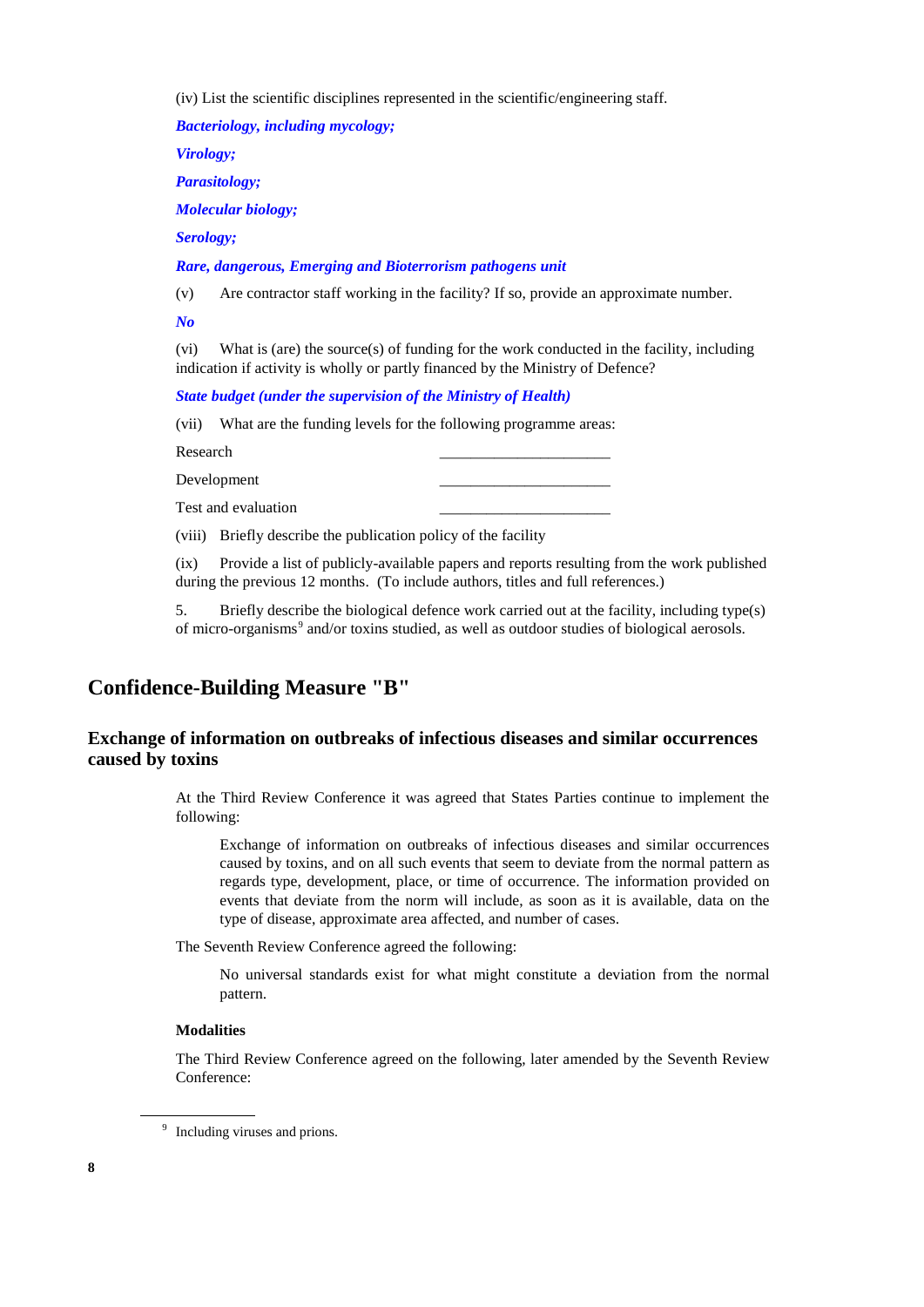(iv) List the scientific disciplines represented in the scientific/engineering staff.

***Bacteriology, including mycology;***

***Virology;***

***Parasitology;***

***Molecular biology;***

***Serology;***

***Rare, dangerous, Emerging and Bioterrorism pathogens unit***

(v) Are contractor staff working in the facility? If so, provide an approximate number.

***No***

(vi) What is (are) the source(s) of funding for the work conducted in the facility, including indication if activity is wholly or partly financed by the Ministry of Defence?

***State budget (under the supervision of the Ministry of Health)***

(vii) What are the funding levels for the following programme areas:

Research ______________________

Development ______________________

Test and evaluation ______________________

(viii) Briefly describe the publication policy of the facility

(ix) Provide a list of publicly-available papers and reports resulting from the work published during the previous 12 months. (To include authors, titles and full references.)

5. Briefly describe the biological defence work carried out at the facility, including type(s) of micro-organisms[9] and/or toxins studied, as well as outdoor studies of biological aerosols.

## Confidence-Building Measure "B"

### Exchange of information on outbreaks of infectious diseases and similar occurrences caused by toxins

At the Third Review Conference it was agreed that States Parties continue to implement the following:

> Exchange of information on outbreaks of infectious diseases and similar occurrences caused by toxins, and on all such events that seem to deviate from the normal pattern as regards type, development, place, or time of occurrence. The information provided on events that deviate from the norm will include, as soon as it is available, data on the type of disease, approximate area affected, and number of cases.

The Seventh Review Conference agreed the following:

> No universal standards exist for what might constitute a deviation from the normal pattern.

**Modalities**

The Third Review Conference agreed on the following, later amended by the Seventh Review Conference:

---

[9] Including viruses and prions.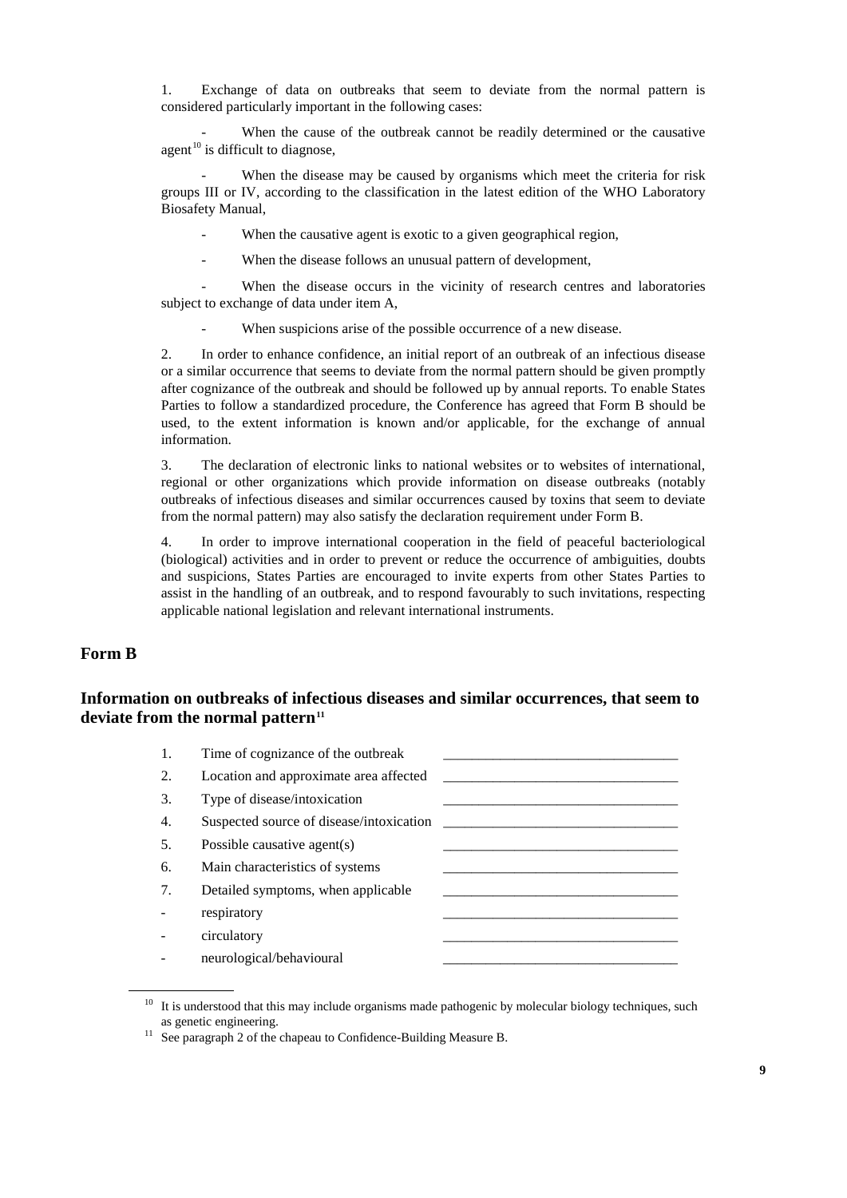1. Exchange of data on outbreaks that seem to deviate from the normal pattern is considered particularly important in the following cases:

- When the cause of the outbreak cannot be readily determined or the causative agent[10] is difficult to diagnose,
- When the disease may be caused by organisms which meet the criteria for risk groups III or IV, according to the classification in the latest edition of the WHO Laboratory Biosafety Manual,
- When the causative agent is exotic to a given geographical region,
- When the disease follows an unusual pattern of development,
- When the disease occurs in the vicinity of research centres and laboratories subject to exchange of data under item A,
- When suspicions arise of the possible occurrence of a new disease.

2. In order to enhance confidence, an initial report of an outbreak of an infectious disease or a similar occurrence that seems to deviate from the normal pattern should be given promptly after cognizance of the outbreak and should be followed up by annual reports. To enable States Parties to follow a standardized procedure, the Conference has agreed that Form B should be used, to the extent information is known and/or applicable, for the exchange of annual information.

3. The declaration of electronic links to national websites or to websites of international, regional or other organizations which provide information on disease outbreaks (notably outbreaks of infectious diseases and similar occurrences caused by toxins that seem to deviate from the normal pattern) may also satisfy the declaration requirement under Form B.

4. In order to improve international cooperation in the field of peaceful bacteriological (biological) activities and in order to prevent or reduce the occurrence of ambiguities, doubts and suspicions, States Parties are encouraged to invite experts from other States Parties to assist in the handling of an outbreak, and to respond favourably to such invitations, respecting applicable national legislation and relevant international instruments.

## Form B

### Information on outbreaks of infectious diseases and similar occurrences, that seem to deviate from the normal pattern[11]

1. Time of cognizance of the outbreak \_\_\_\_\_\_\_\_\_\_\_\_\_\_\_\_\_\_\_\_\_\_\_\_\_\_\_\_\_\_\_\_
2. Location and approximate area affected \_\_\_\_\_\_\_\_\_\_\_\_\_\_\_\_\_\_\_\_\_\_\_\_\_\_\_\_\_\_\_\_
3. Type of disease/intoxication \_\_\_\_\_\_\_\_\_\_\_\_\_\_\_\_\_\_\_\_\_\_\_\_\_\_\_\_\_\_\_\_
4. Suspected source of disease/intoxication \_\_\_\_\_\_\_\_\_\_\_\_\_\_\_\_\_\_\_\_\_\_\_\_\_\_\_\_\_\_\_\_
5. Possible causative agent(s) \_\_\_\_\_\_\_\_\_\_\_\_\_\_\_\_\_\_\_\_\_\_\_\_\_\_\_\_\_\_\_\_
6. Main characteristics of systems \_\_\_\_\_\_\_\_\_\_\_\_\_\_\_\_\_\_\_\_\_\_\_\_\_\_\_\_\_\_\_\_
7. Detailed symptoms, when applicable \_\_\_\_\_\_\_\_\_\_\_\_\_\_\_\_\_\_\_\_\_\_\_\_\_\_\_\_\_\_\_\_
   - respiratory \_\_\_\_\_\_\_\_\_\_\_\_\_\_\_\_\_\_\_\_\_\_\_\_\_\_\_\_\_\_\_\_
   - circulatory \_\_\_\_\_\_\_\_\_\_\_\_\_\_\_\_\_\_\_\_\_\_\_\_\_\_\_\_\_\_\_\_
   - neurological/behavioural \_\_\_\_\_\_\_\_\_\_\_\_\_\_\_\_\_\_\_\_\_\_\_\_\_\_\_\_\_\_\_\_

---

[10] It is understood that this may include organisms made pathogenic by molecular biology techniques, such as genetic engineering.

[11] See paragraph 2 of the chapeau to Confidence-Building Measure B.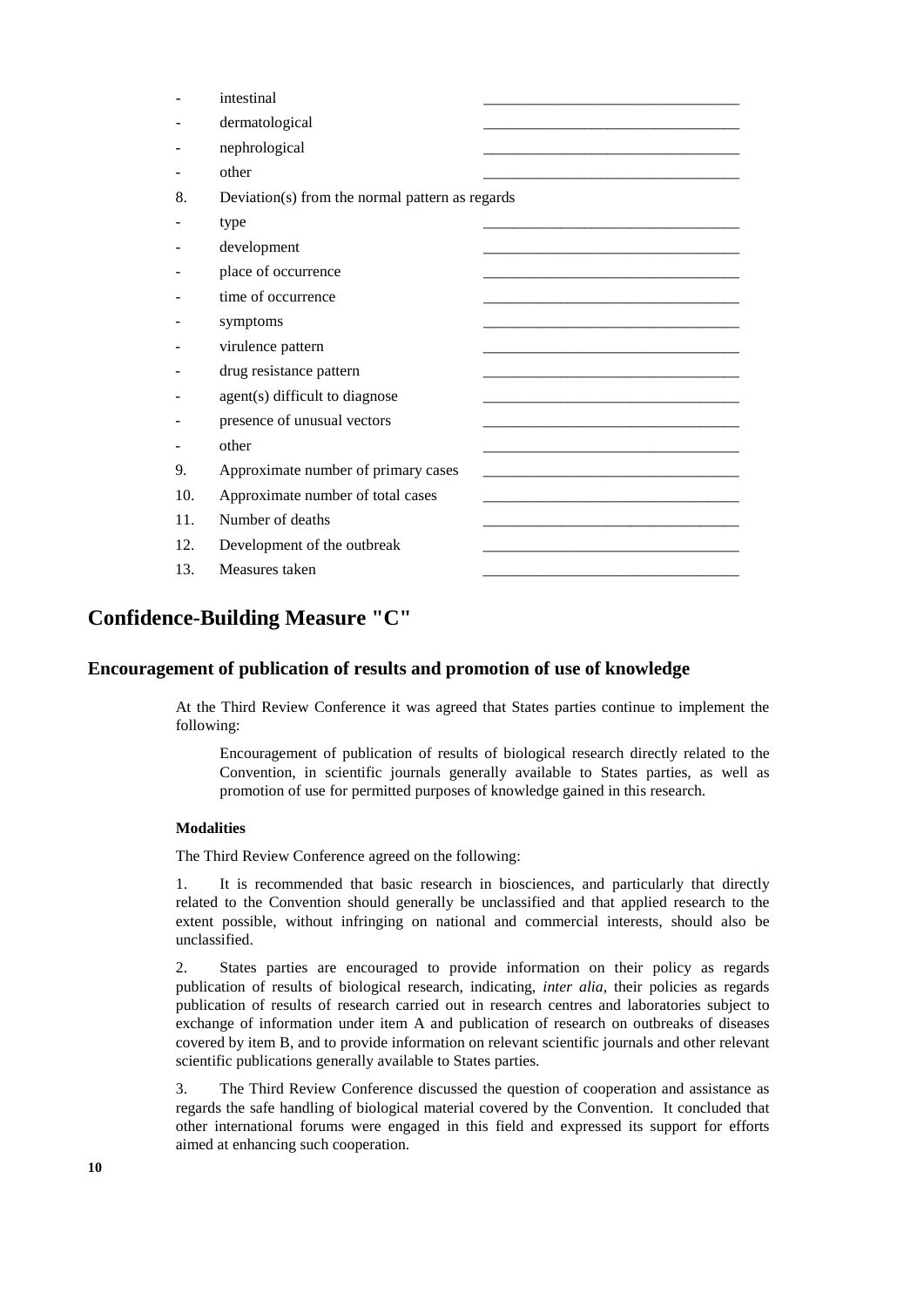- intestinal \_\_\_\_\_\_\_\_\_\_\_\_\_\_\_\_\_\_\_\_\_\_\_\_\_\_\_\_\_\_\_\_
- dermatological \_\_\_\_\_\_\_\_\_\_\_\_\_\_\_\_\_\_\_\_\_\_\_\_\_\_\_\_\_\_\_\_
- nephrological \_\_\_\_\_\_\_\_\_\_\_\_\_\_\_\_\_\_\_\_\_\_\_\_\_\_\_\_\_\_\_\_
- other \_\_\_\_\_\_\_\_\_\_\_\_\_\_\_\_\_\_\_\_\_\_\_\_\_\_\_\_\_\_\_\_

8. Deviation(s) from the normal pattern as regards

- type \_\_\_\_\_\_\_\_\_\_\_\_\_\_\_\_\_\_\_\_\_\_\_\_\_\_\_\_\_\_\_\_
- development \_\_\_\_\_\_\_\_\_\_\_\_\_\_\_\_\_\_\_\_\_\_\_\_\_\_\_\_\_\_\_\_
- place of occurrence \_\_\_\_\_\_\_\_\_\_\_\_\_\_\_\_\_\_\_\_\_\_\_\_\_\_\_\_\_\_\_\_
- time of occurrence \_\_\_\_\_\_\_\_\_\_\_\_\_\_\_\_\_\_\_\_\_\_\_\_\_\_\_\_\_\_\_\_
- symptoms \_\_\_\_\_\_\_\_\_\_\_\_\_\_\_\_\_\_\_\_\_\_\_\_\_\_\_\_\_\_\_\_
- virulence pattern \_\_\_\_\_\_\_\_\_\_\_\_\_\_\_\_\_\_\_\_\_\_\_\_\_\_\_\_\_\_\_\_
- drug resistance pattern \_\_\_\_\_\_\_\_\_\_\_\_\_\_\_\_\_\_\_\_\_\_\_\_\_\_\_\_\_\_\_\_
- agent(s) difficult to diagnose \_\_\_\_\_\_\_\_\_\_\_\_\_\_\_\_\_\_\_\_\_\_\_\_\_\_\_\_\_\_\_\_
- presence of unusual vectors \_\_\_\_\_\_\_\_\_\_\_\_\_\_\_\_\_\_\_\_\_\_\_\_\_\_\_\_\_\_\_\_
- other \_\_\_\_\_\_\_\_\_\_\_\_\_\_\_\_\_\_\_\_\_\_\_\_\_\_\_\_\_\_\_\_

9. Approximate number of primary cases \_\_\_\_\_\_\_\_\_\_\_\_\_\_\_\_\_\_\_\_\_\_\_\_\_\_\_\_\_\_\_\_
10. Approximate number of total cases \_\_\_\_\_\_\_\_\_\_\_\_\_\_\_\_\_\_\_\_\_\_\_\_\_\_\_\_\_\_\_\_
11. Number of deaths \_\_\_\_\_\_\_\_\_\_\_\_\_\_\_\_\_\_\_\_\_\_\_\_\_\_\_\_\_\_\_\_
12. Development of the outbreak \_\_\_\_\_\_\_\_\_\_\_\_\_\_\_\_\_\_\_\_\_\_\_\_\_\_\_\_\_\_\_\_
13. Measures taken \_\_\_\_\_\_\_\_\_\_\_\_\_\_\_\_\_\_\_\_\_\_\_\_\_\_\_\_\_\_\_\_

# Confidence-Building Measure "C"

## Encouragement of publication of results and promotion of use of knowledge

At the Third Review Conference it was agreed that States parties continue to implement the following:

> Encouragement of publication of results of biological research directly related to the Convention, in scientific journals generally available to States parties, as well as promotion of use for permitted purposes of knowledge gained in this research.

**Modalities**

The Third Review Conference agreed on the following:

1. It is recommended that basic research in biosciences, and particularly that directly related to the Convention should generally be unclassified and that applied research to the extent possible, without infringing on national and commercial interests, should also be unclassified.

2. States parties are encouraged to provide information on their policy as regards publication of results of biological research, indicating, *inter alia*, their policies as regards publication of results of research carried out in research centres and laboratories subject to exchange of information under item A and publication of research on outbreaks of diseases covered by item B, and to provide information on relevant scientific journals and other relevant scientific publications generally available to States parties.

3. The Third Review Conference discussed the question of cooperation and assistance as regards the safe handling of biological material covered by the Convention. It concluded that other international forums were engaged in this field and expressed its support for efforts aimed at enhancing such cooperation.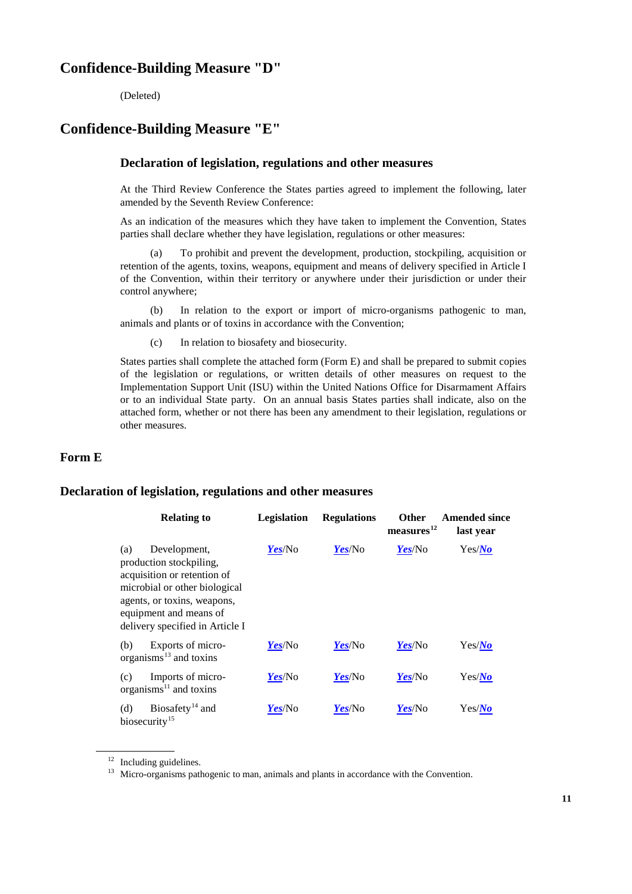## Confidence-Building Measure "D"

(Deleted)

## Confidence-Building Measure "E"

### Declaration of legislation, regulations and other measures

At the Third Review Conference the States parties agreed to implement the following, later amended by the Seventh Review Conference:

As an indication of the measures which they have taken to implement the Convention, States parties shall declare whether they have legislation, regulations or other measures:

(a) To prohibit and prevent the development, production, stockpiling, acquisition or retention of the agents, toxins, weapons, equipment and means of delivery specified in Article I of the Convention, within their territory or anywhere under their jurisdiction or under their control anywhere;

(b) In relation to the export or import of micro-organisms pathogenic to man, animals and plants or of toxins in accordance with the Convention;

(c) In relation to biosafety and biosecurity.

States parties shall complete the attached form (Form E) and shall be prepared to submit copies of the legislation or regulations, or written details of other measures on request to the Implementation Support Unit (ISU) within the United Nations Office for Disarmament Affairs or to an individual State party. On an annual basis States parties shall indicate, also on the attached form, whether or not there has been any amendment to their legislation, regulations or other measures.

### Form E

### Declaration of legislation, regulations and other measures

| Relating to | Legislation | Regulations | Other measures[12] | Amended since last year |
|---|---|---|---|---|
| (a) Development, production stockpiling, acquisition or retention of microbial or other biological agents, or toxins, weapons, equipment and means of delivery specified in Article I | ***Yes***/No | ***Yes***/No | ***Yes***/No | Yes/***No*** |
| (b) Exports of micro-organisms[13] and toxins | ***Yes***/No | ***Yes***/No | ***Yes***/No | Yes/***No*** |
| (c) Imports of micro-organisms[11] and toxins | ***Yes***/No | ***Yes***/No | ***Yes***/No | Yes/***No*** |
| (d) Biosafety[14] and biosecurity[15] | ***Yes***/No | ***Yes***/No | ***Yes***/No | Yes/***No*** |

[12] Including guidelines.

[13] Micro-organisms pathogenic to man, animals and plants in accordance with the Convention.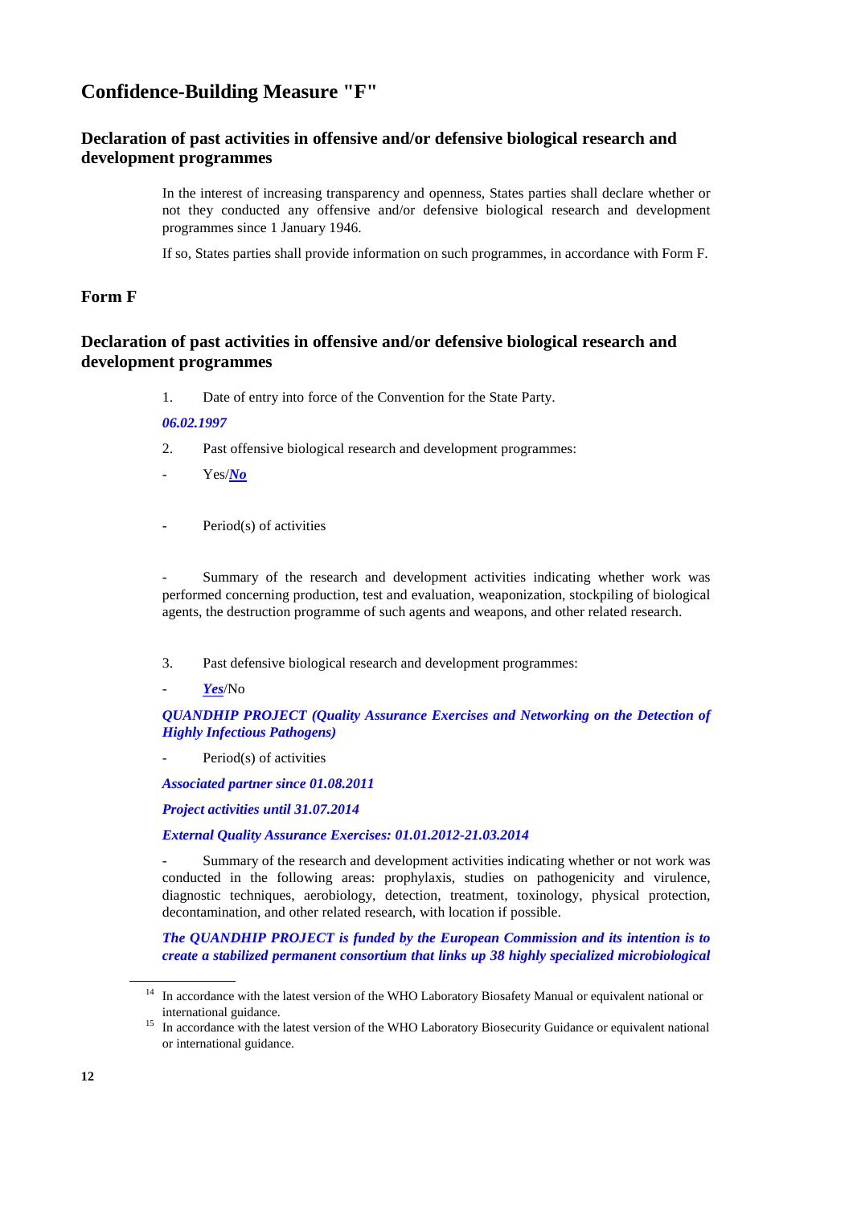# Confidence-Building Measure "F"

## Declaration of past activities in offensive and/or defensive biological research and development programmes

In the interest of increasing transparency and openness, States parties shall declare whether or not they conducted any offensive and/or defensive biological research and development programmes since 1 January 1946.

If so, States parties shall provide information on such programmes, in accordance with Form F.

## Form F

## Declaration of past activities in offensive and/or defensive biological research and development programmes

1. Date of entry into force of the Convention for the State Party.

***06.02.1997***

2. Past offensive biological research and development programmes:

- Yes/***No***

- Period(s) of activities

- Summary of the research and development activities indicating whether work was performed concerning production, test and evaluation, weaponization, stockpiling of biological agents, the destruction programme of such agents and weapons, and other related research.

3. Past defensive biological research and development programmes:

- ***Yes***/No

***QUANDHIP PROJECT (Quality Assurance Exercises and Networking on the Detection of Highly Infectious Pathogens)***

- Period(s) of activities

***Associated partner since 01.08.2011***

***Project activities until 31.07.2014***

***External Quality Assurance Exercises: 01.01.2012-21.03.2014***

- Summary of the research and development activities indicating whether or not work was conducted in the following areas: prophylaxis, studies on pathogenicity and virulence, diagnostic techniques, aerobiology, detection, treatment, toxinology, physical protection, decontamination, and other related research, with location if possible.

***The QUANDHIP PROJECT is funded by the European Commission and its intention is to create a stabilized permanent consortium that links up 38 highly specialized microbiological***

---

[14] In accordance with the latest version of the WHO Laboratory Biosafety Manual or equivalent national or international guidance.

[15] In accordance with the latest version of the WHO Laboratory Biosecurity Guidance or equivalent national or international guidance.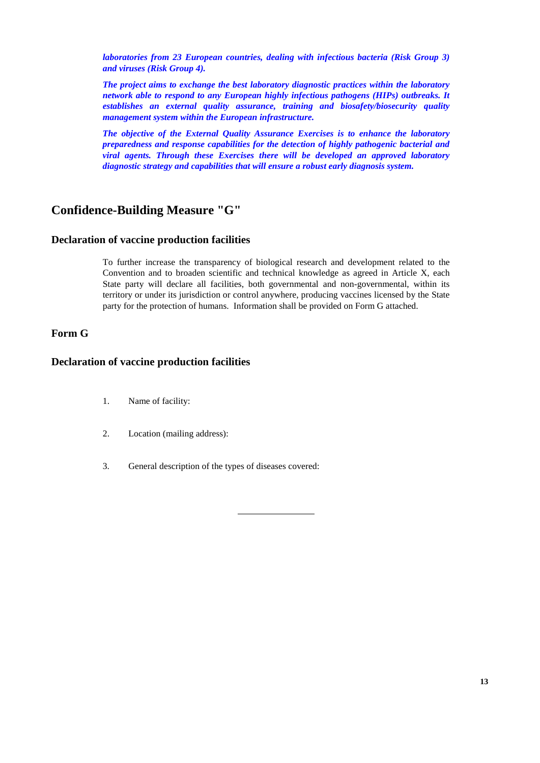***laboratories from 23 European countries, dealing with infectious bacteria (Risk Group 3) and viruses (Risk Group 4).***

***The project aims to exchange the best laboratory diagnostic practices within the laboratory network able to respond to any European highly infectious pathogens (HIPs) outbreaks. It establishes an external quality assurance, training and biosafety/biosecurity quality management system within the European infrastructure.***

***The objective of the External Quality Assurance Exercises is to enhance the laboratory preparedness and response capabilities for the detection of highly pathogenic bacterial and viral agents. Through these Exercises there will be developed an approved laboratory diagnostic strategy and capabilities that will ensure a robust early diagnosis system.***

## Confidence-Building Measure "G"

### Declaration of vaccine production facilities

To further increase the transparency of biological research and development related to the Convention and to broaden scientific and technical knowledge as agreed in Article X, each State party will declare all facilities, both governmental and non-governmental, within its territory or under its jurisdiction or control anywhere, producing vaccines licensed by the State party for the protection of humans. Information shall be provided on Form G attached.

### Form G

### Declaration of vaccine production facilities

1. Name of facility:

2. Location (mailing address):

3. General description of the types of diseases covered:

---